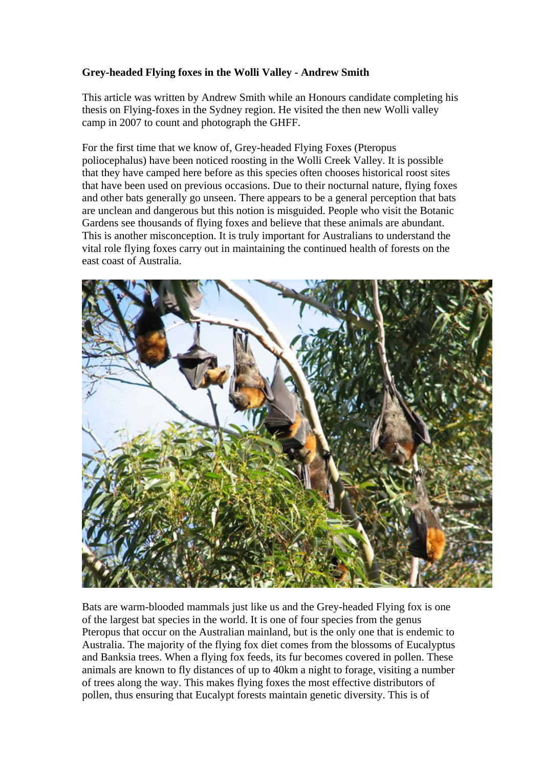**Grey-headed Flying foxes in the Wolli Valley - Andrew Smith**

This article was written by Andrew Smith while an Honours candidate completing his thesis on Flying-foxes in the Sydney region. He visited the then new Wolli valley camp in 2007 to count and photograph the GHFF.

For the first time that we know of, Grey-headed Flying Foxes (Pteropus poliocephalus) have been noticed roosting in the Wolli Creek Valley. It is possible that they have camped here before as this species often chooses historical roost sites that have been used on previous occasions. Due to their nocturnal nature, flying foxes and other bats generally go unseen. There appears to be a general perception that bats are unclean and dangerous but this notion is misguided. People who visit the Botanic Gardens see thousands of flying foxes and believe that these animals are abundant. This is another misconception. It is truly important for Australians to understand the vital role flying foxes carry out in maintaining the continued health of forests on the east coast of Australia.

Bats are warm-blooded mammals just like us and the Grey-headed Flying fox is one of the largest bat species in the world. It is one of four species from the genus Pteropus that occur on the Australian mainland, but is the only one that is endemic to Australia. The majority of the flying fox diet comes from the blossoms of Eucalyptus and Banksia trees. When a flying fox feeds, its fur becomes covered in pollen. These animals are known to fly distances of up to 40km a night to forage, visiting a number of trees along the way. This makes flying foxes the most effective distributors of pollen, thus ensuring that Eucalypt forests maintain genetic diversity. This is of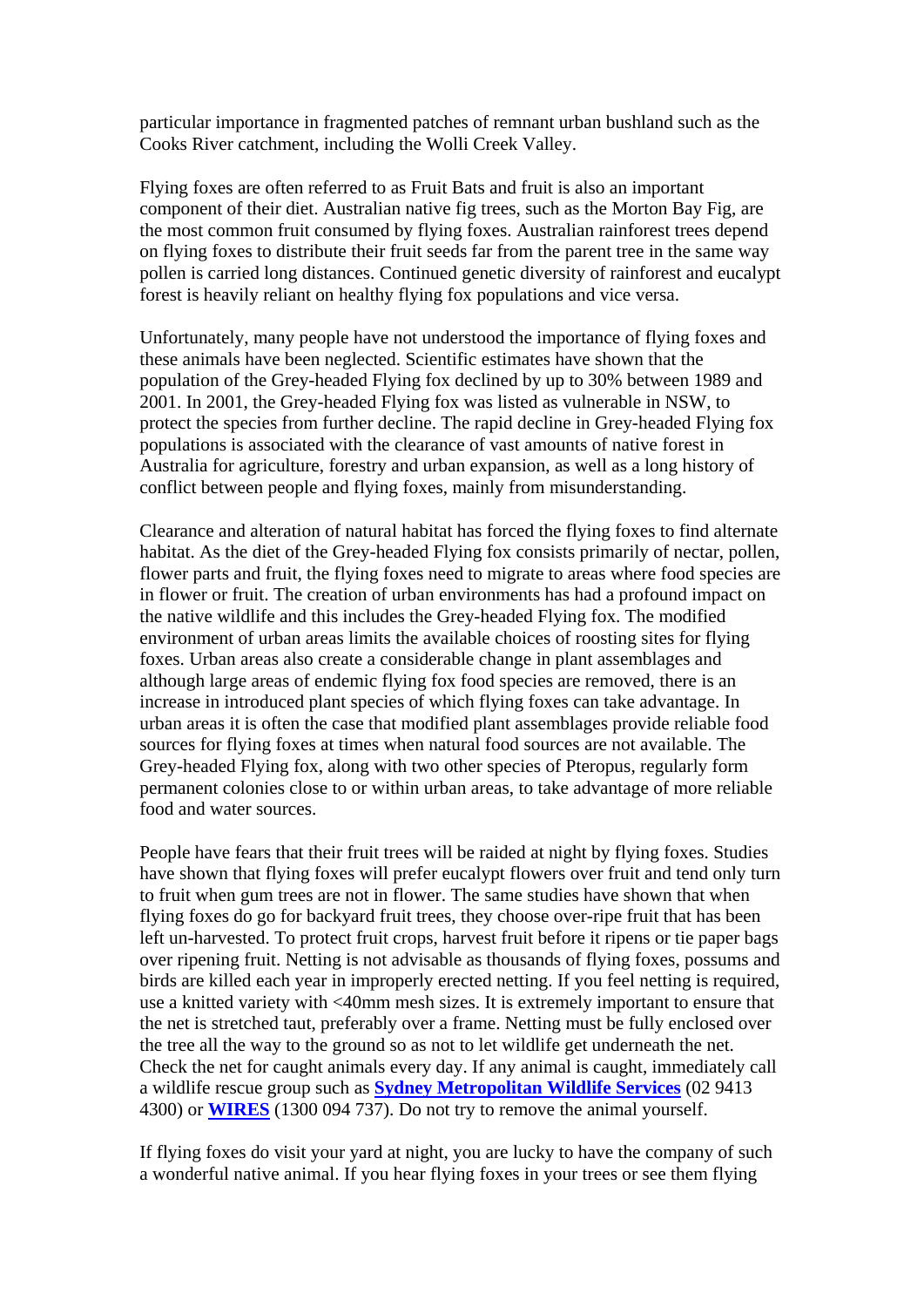particular importance in fragmented patches of remnant urban bushland such as the Cooks River catchment, including the Wolli Creek Valley.

Flying foxes are often referred to as Fruit Bats and fruit is also an important component of their diet. Australian native fig trees, such as the Morton Bay Fig, are the most common fruit consumed by flying foxes. Australian rainforest trees depend on flying foxes to distribute their fruit seeds far from the parent tree in the same way pollen is carried long distances. Continued genetic diversity of rainforest and eucalypt forest is heavily reliant on healthy flying fox populations and vice versa.

Unfortunately, many people have not understood the importance of flying foxes and these animals have been neglected. Scientific estimates have shown that the population of the Grey-headed Flying fox declined by up to 30% between 1989 and 2001. In 2001, the Grey-headed Flying fox was listed as vulnerable in NSW, to protect the species from further decline. The rapid decline in Grey-headed Flying fox populations is associated with the clearance of vast amounts of native forest in Australia for agriculture, forestry and urban expansion, as well as a long history of conflict between people and flying foxes, mainly from misunderstanding.

Clearance and alteration of natural habitat has forced the flying foxes to find alternate habitat. As the diet of the Grey-headed Flying fox consists primarily of nectar, pollen, flower parts and fruit, the flying foxes need to migrate to areas where food species are in flower or fruit. The creation of urban environments has had a profound impact on the native wildlife and this includes the Grey-headed Flying fox. The modified environment of urban areas limits the available choices of roosting sites for flying foxes. Urban areas also create a considerable change in plant assemblages and although large areas of endemic flying fox food species are removed, there is an increase in introduced plant species of which flying foxes can take advantage. In urban areas it is often the case that modified plant assemblages provide reliable food sources for flying foxes at times when natural food sources are not available. The Grey-headed Flying fox, along with two other species of Pteropus, regularly form permanent colonies close to or within urban areas, to take advantage of more reliable food and water sources.

People have fears that their fruit trees will be raided at night by flying foxes. Studies have shown that flying foxes will prefer eucalypt flowers over fruit and tend only turn to fruit when gum trees are not in flower. The same studies have shown that when flying foxes do go for backyard fruit trees, they choose over-ripe fruit that has been left un-harvested. To protect fruit crops, harvest fruit before it ripens or tie paper bags over ripening fruit. Netting is not advisable as thousands of flying foxes, possums and birds are killed each year in improperly erected netting. If you feel netting is required, use a knitted variety with <40mm mesh sizes. It is extremely important to ensure that the net is stretched taut, preferably over a frame. Netting must be fully enclosed over the tree all the way to the ground so as not to let wildlife get underneath the net. Check the net for caught animals every day. If any animal is caught, immediately call a wildlife rescue group such as **Sydney Metropolitan Wildlife Services** (02 9413 4300) or **WIRES** (1300 094 737). Do not try to remove the animal yourself.

If flying foxes do visit your yard at night, you are lucky to have the company of such a wonderful native animal. If you hear flying foxes in your trees or see them flying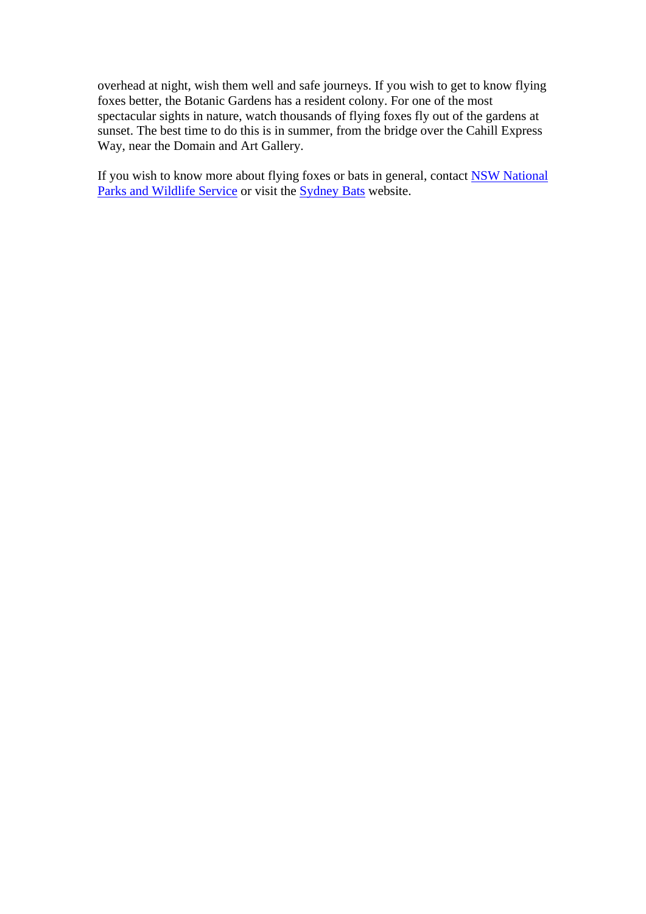overhead at night, wish them well and safe journeys. If you wish to get to know flying foxes better, the Botanic Gardens has a resident colony. For one of the most spectacular sights in nature, watch thousands of flying foxes fly out of the gardens at sunset. The best time to do this is in summer, from the bridge over the Cahill Express Way, near the Domain and Art Gallery.

If you wish to know more about flying foxes or bats in general, contact NSW National Parks and Wildlife Service or visit the Sydney Bats website.